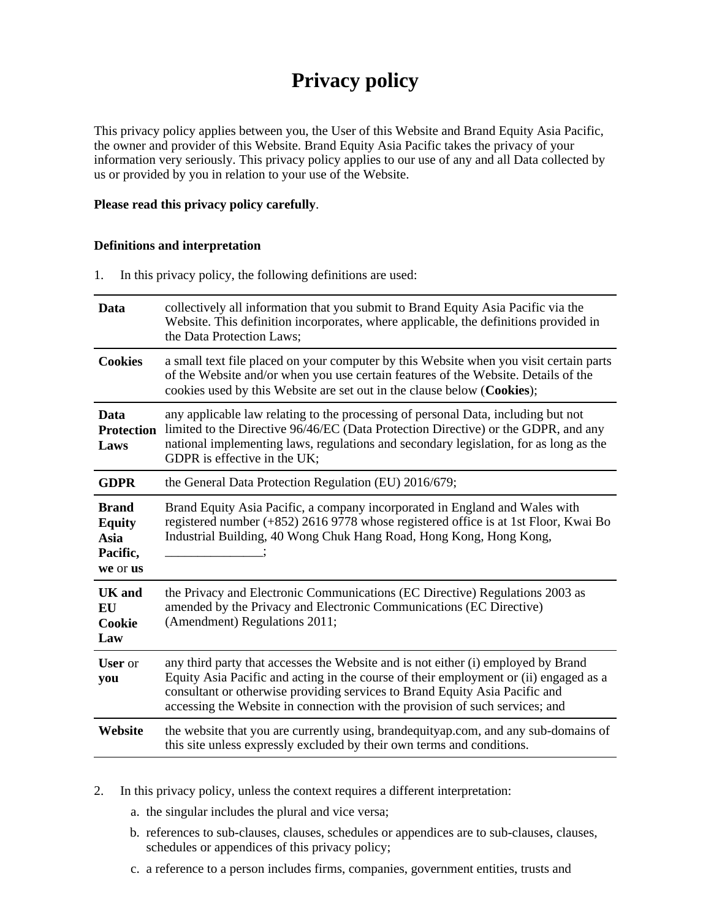# Privacy policy

This privacy policy applies between you, the User of this Website and Brand Equity Asia Pacific, the owner and provider of this Website. Brand Equity Asia Pacific takes the privacy of your information very seriously. This privacy policy applies to our use of any and all Data collected by us or provided by you in relation to your use of the Website.

**Please read this privacy policy carefully**.

**Definitions and interpretation**

1. In this privacy policy, the following definitions are used:

| | |
|---|---|
| **Data** | collectively all information that you submit to Brand Equity Asia Pacific via the Website. This definition incorporates, where applicable, the definitions provided in the Data Protection Laws; |
| **Cookies** | a small text file placed on your computer by this Website when you visit certain parts of the Website and/or when you use certain features of the Website. Details of the cookies used by this Website are set out in the clause below (**Cookies**); |
| **Data Protection Laws** | any applicable law relating to the processing of personal Data, including but not limited to the Directive 96/46/EC (Data Protection Directive) or the GDPR, and any national implementing laws, regulations and secondary legislation, for as long as the GDPR is effective in the UK; |
| **GDPR** | the General Data Protection Regulation (EU) 2016/679; |
| **Brand Equity Asia Pacific, we** or **us** | Brand Equity Asia Pacific, a company incorporated in England and Wales with registered number (+852) 2616 9778 whose registered office is at 1st Floor, Kwai Bo Industrial Building, 40 Wong Chuk Hang Road, Hong Kong, Hong Kong, _______________; |
| **UK and EU Cookie Law** | the Privacy and Electronic Communications (EC Directive) Regulations 2003 as amended by the Privacy and Electronic Communications (EC Directive) (Amendment) Regulations 2011; |
| **User** or **you** | any third party that accesses the Website and is not either (i) employed by Brand Equity Asia Pacific and acting in the course of their employment or (ii) engaged as a consultant or otherwise providing services to Brand Equity Asia Pacific and accessing the Website in connection with the provision of such services; and |
| **Website** | the website that you are currently using, brandequityap.com, and any sub-domains of this site unless expressly excluded by their own terms and conditions. |

2. In this privacy policy, unless the context requires a different interpretation:

   a. the singular includes the plural and vice versa;

   b. references to sub-clauses, clauses, schedules or appendices are to sub-clauses, clauses, schedules or appendices of this privacy policy;

   c. a reference to a person includes firms, companies, government entities, trusts and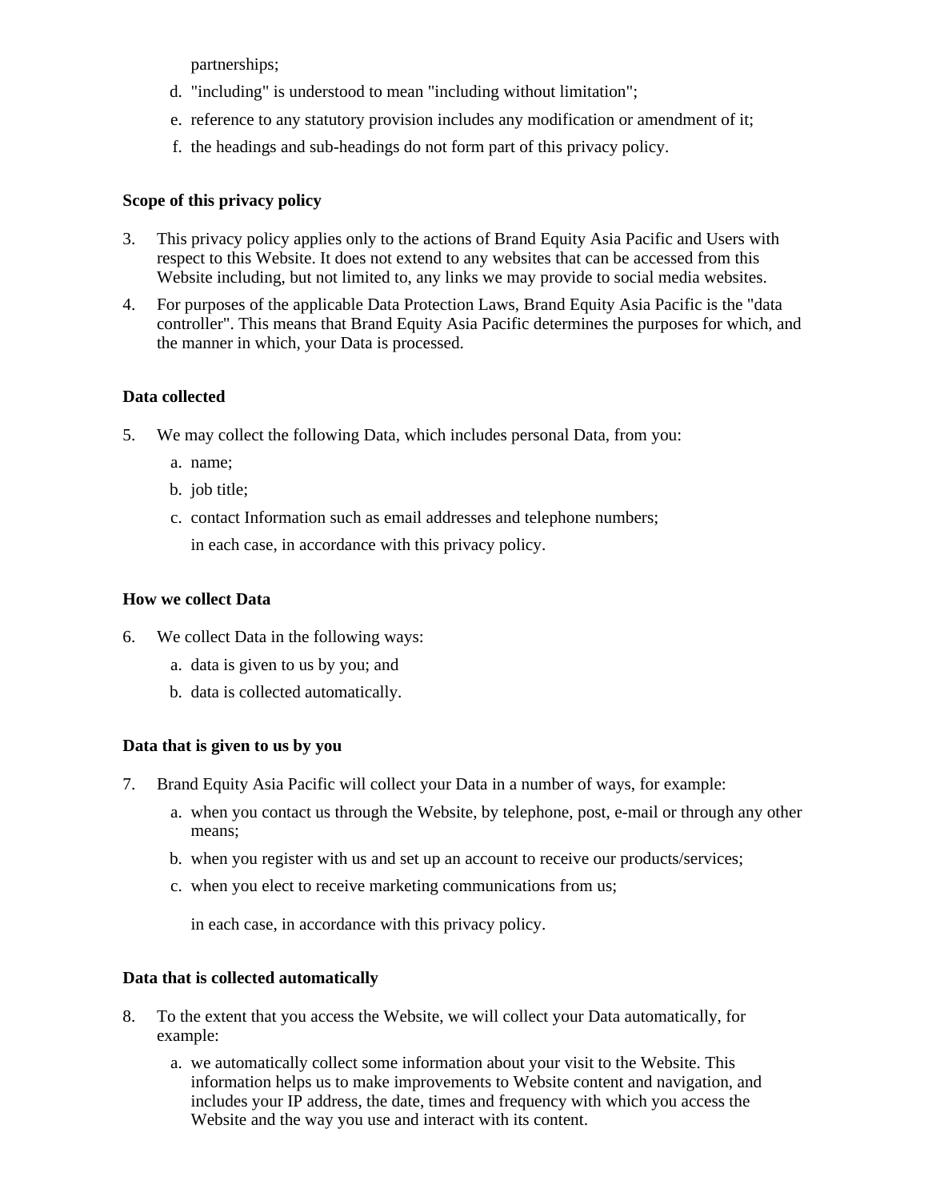partnerships;

d. "including" is understood to mean "including without limitation";

e. reference to any statutory provision includes any modification or amendment of it;

f. the headings and sub-headings do not form part of this privacy policy.

**Scope of this privacy policy**

3. This privacy policy applies only to the actions of Brand Equity Asia Pacific and Users with respect to this Website. It does not extend to any websites that can be accessed from this Website including, but not limited to, any links we may provide to social media websites.

4. For purposes of the applicable Data Protection Laws, Brand Equity Asia Pacific is the "data controller". This means that Brand Equity Asia Pacific determines the purposes for which, and the manner in which, your Data is processed.

**Data collected**

5. We may collect the following Data, which includes personal Data, from you:

   a. name;

   b. job title;

   c. contact Information such as email addresses and telephone numbers;

   in each case, in accordance with this privacy policy.

**How we collect Data**

6. We collect Data in the following ways:

   a. data is given to us by you; and

   b. data is collected automatically.

**Data that is given to us by you**

7. Brand Equity Asia Pacific will collect your Data in a number of ways, for example:

   a. when you contact us through the Website, by telephone, post, e-mail or through any other means;

   b. when you register with us and set up an account to receive our products/services;

   c. when you elect to receive marketing communications from us;

   in each case, in accordance with this privacy policy.

**Data that is collected automatically**

8. To the extent that you access the Website, we will collect your Data automatically, for example:

   a. we automatically collect some information about your visit to the Website. This information helps us to make improvements to Website content and navigation, and includes your IP address, the date, times and frequency with which you access the Website and the way you use and interact with its content.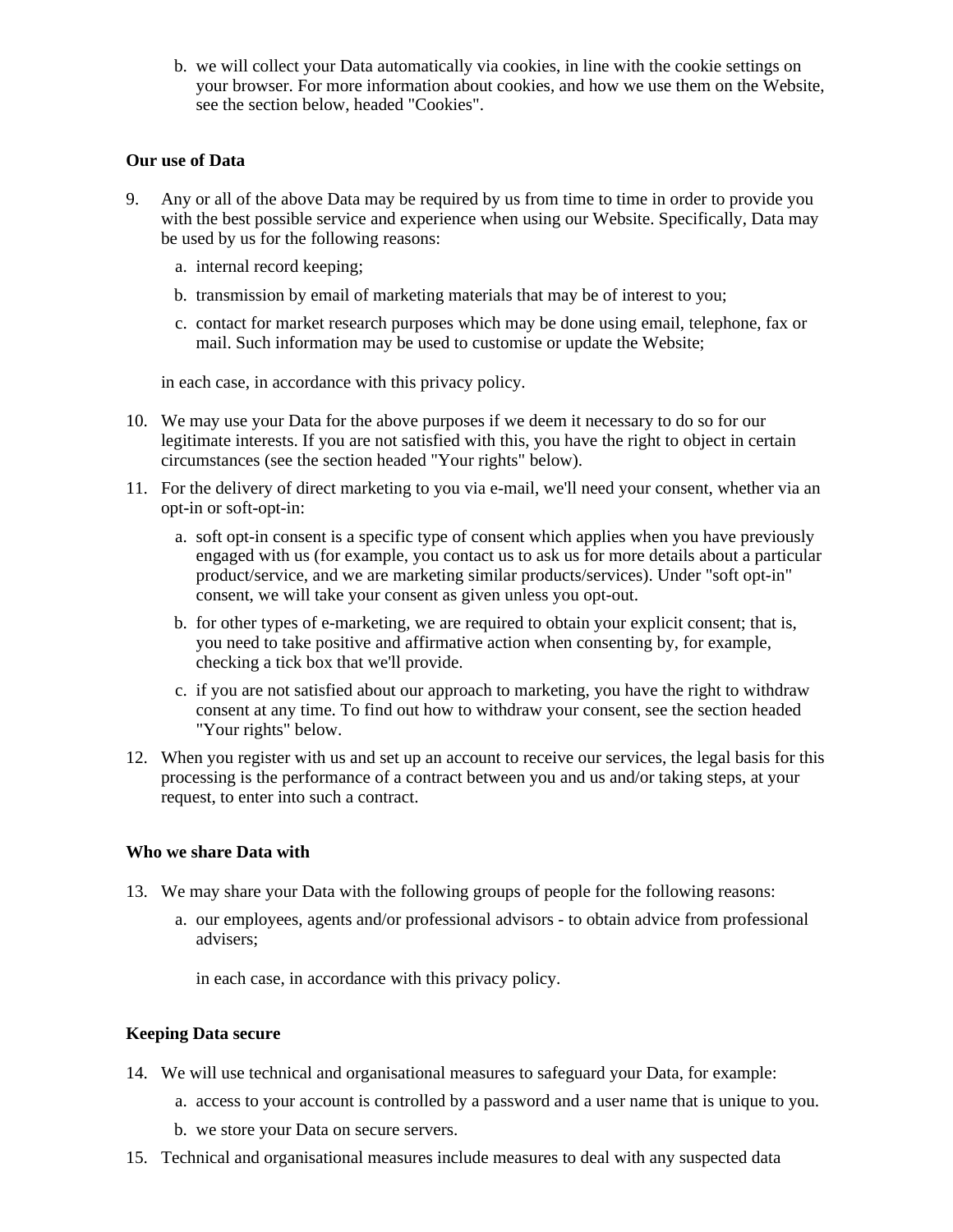b. we will collect your Data automatically via cookies, in line with the cookie settings on your browser. For more information about cookies, and how we use them on the Website, see the section below, headed "Cookies".

**Our use of Data**

9. Any or all of the above Data may be required by us from time to time in order to provide you with the best possible service and experience when using our Website. Specifically, Data may be used by us for the following reasons:
   a. internal record keeping;
   b. transmission by email of marketing materials that may be of interest to you;
   c. contact for market research purposes which may be done using email, telephone, fax or mail. Such information may be used to customise or update the Website;

   in each case, in accordance with this privacy policy.

10. We may use your Data for the above purposes if we deem it necessary to do so for our legitimate interests. If you are not satisfied with this, you have the right to object in certain circumstances (see the section headed "Your rights" below).
11. For the delivery of direct marketing to you via e-mail, we'll need your consent, whether via an opt-in or soft-opt-in:
    a. soft opt-in consent is a specific type of consent which applies when you have previously engaged with us (for example, you contact us to ask us for more details about a particular product/service, and we are marketing similar products/services). Under "soft opt-in" consent, we will take your consent as given unless you opt-out.
    b. for other types of e-marketing, we are required to obtain your explicit consent; that is, you need to take positive and affirmative action when consenting by, for example, checking a tick box that we'll provide.
    c. if you are not satisfied about our approach to marketing, you have the right to withdraw consent at any time. To find out how to withdraw your consent, see the section headed "Your rights" below.
12. When you register with us and set up an account to receive our services, the legal basis for this processing is the performance of a contract between you and us and/or taking steps, at your request, to enter into such a contract.

**Who we share Data with**

13. We may share your Data with the following groups of people for the following reasons:
    a. our employees, agents and/or professional advisors - to obtain advice from professional advisers;

       in each case, in accordance with this privacy policy.

**Keeping Data secure**

14. We will use technical and organisational measures to safeguard your Data, for example:
    a. access to your account is controlled by a password and a user name that is unique to you.
    b. we store your Data on secure servers.
15. Technical and organisational measures include measures to deal with any suspected data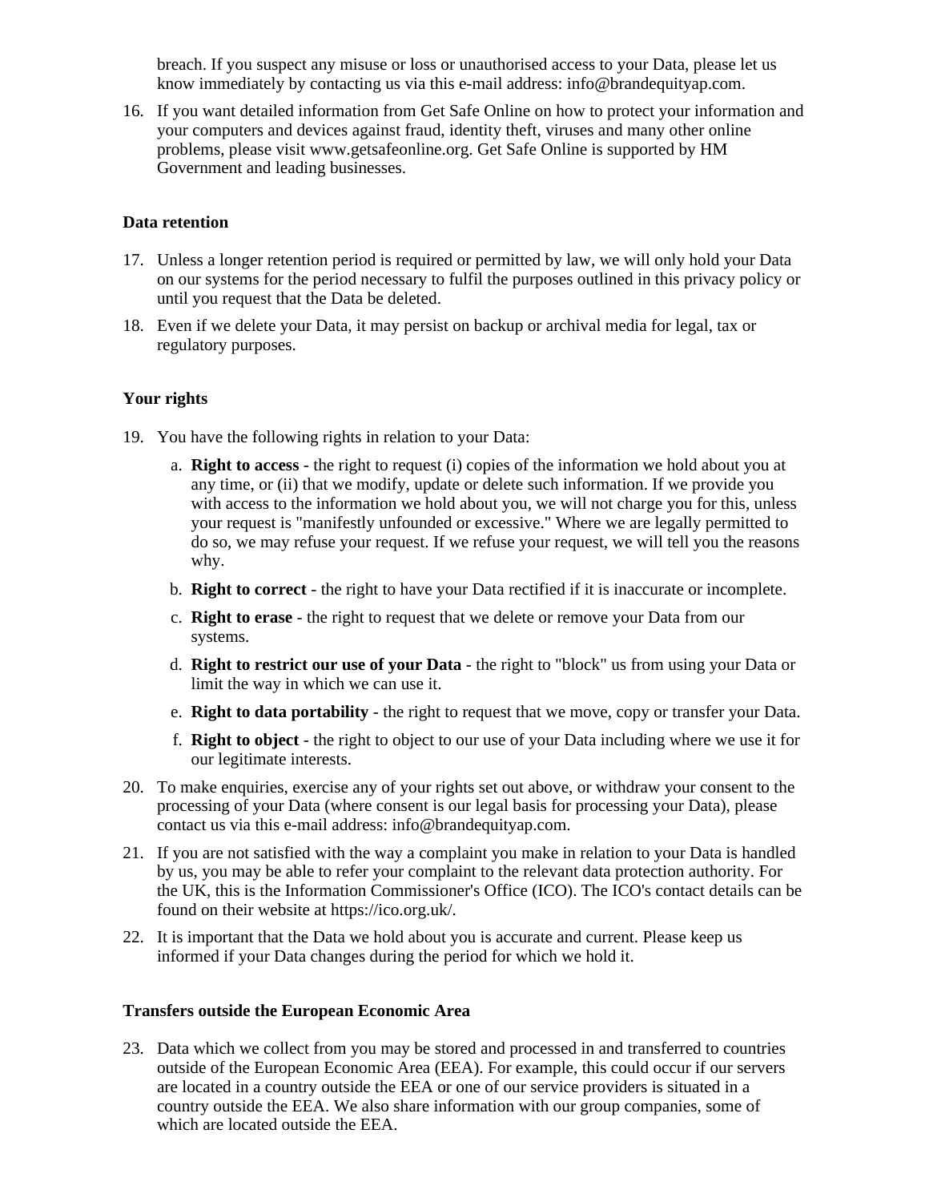breach. If you suspect any misuse or loss or unauthorised access to your Data, please let us know immediately by contacting us via this e-mail address: info@brandequityap.com.

16. If you want detailed information from Get Safe Online on how to protect your information and your computers and devices against fraud, identity theft, viruses and many other online problems, please visit www.getsafeonline.org. Get Safe Online is supported by HM Government and leading businesses.

**Data retention**

17. Unless a longer retention period is required or permitted by law, we will only hold your Data on our systems for the period necessary to fulfil the purposes outlined in this privacy policy or until you request that the Data be deleted.
18. Even if we delete your Data, it may persist on backup or archival media for legal, tax or regulatory purposes.

**Your rights**

19. You have the following rights in relation to your Data:
    a. **Right to access** - the right to request (i) copies of the information we hold about you at any time, or (ii) that we modify, update or delete such information. If we provide you with access to the information we hold about you, we will not charge you for this, unless your request is "manifestly unfounded or excessive." Where we are legally permitted to do so, we may refuse your request. If we refuse your request, we will tell you the reasons why.
    b. **Right to correct** - the right to have your Data rectified if it is inaccurate or incomplete.
    c. **Right to erase** - the right to request that we delete or remove your Data from our systems.
    d. **Right to restrict our use of your Data** - the right to "block" us from using your Data or limit the way in which we can use it.
    e. **Right to data portability** - the right to request that we move, copy or transfer your Data.
    f. **Right to object** - the right to object to our use of your Data including where we use it for our legitimate interests.
20. To make enquiries, exercise any of your rights set out above, or withdraw your consent to the processing of your Data (where consent is our legal basis for processing your Data), please contact us via this e-mail address: info@brandequityap.com.
21. If you are not satisfied with the way a complaint you make in relation to your Data is handled by us, you may be able to refer your complaint to the relevant data protection authority. For the UK, this is the Information Commissioner's Office (ICO). The ICO's contact details can be found on their website at https://ico.org.uk/.
22. It is important that the Data we hold about you is accurate and current. Please keep us informed if your Data changes during the period for which we hold it.

**Transfers outside the European Economic Area**

23. Data which we collect from you may be stored and processed in and transferred to countries outside of the European Economic Area (EEA). For example, this could occur if our servers are located in a country outside the EEA or one of our service providers is situated in a country outside the EEA. We also share information with our group companies, some of which are located outside the EEA.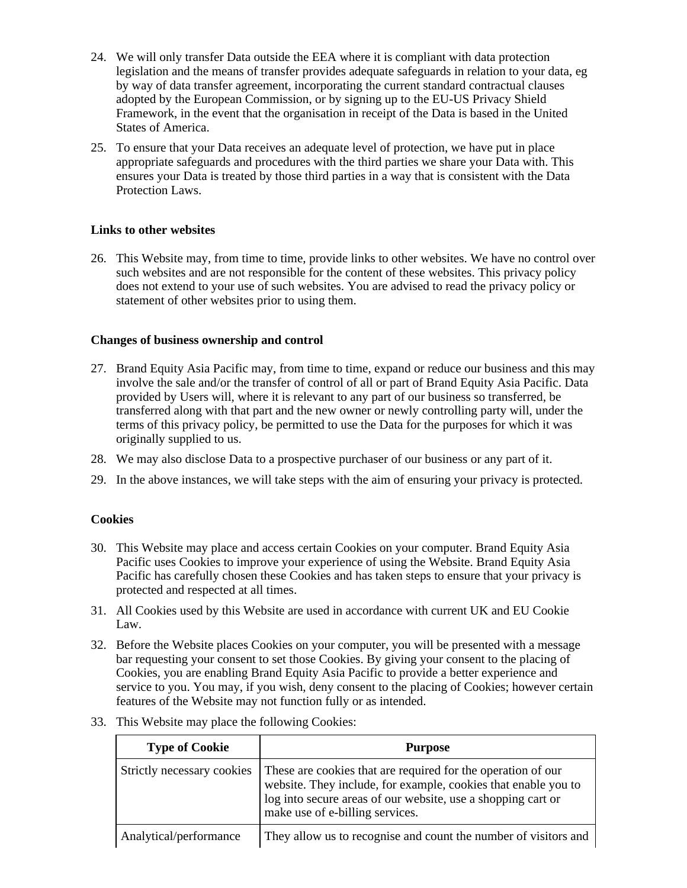24. We will only transfer Data outside the EEA where it is compliant with data protection legislation and the means of transfer provides adequate safeguards in relation to your data, eg by way of data transfer agreement, incorporating the current standard contractual clauses adopted by the European Commission, or by signing up to the EU-US Privacy Shield Framework, in the event that the organisation in receipt of the Data is based in the United States of America.

25. To ensure that your Data receives an adequate level of protection, we have put in place appropriate safeguards and procedures with the third parties we share your Data with. This ensures your Data is treated by those third parties in a way that is consistent with the Data Protection Laws.

**Links to other websites**

26. This Website may, from time to time, provide links to other websites. We have no control over such websites and are not responsible for the content of these websites. This privacy policy does not extend to your use of such websites. You are advised to read the privacy policy or statement of other websites prior to using them.

**Changes of business ownership and control**

27. Brand Equity Asia Pacific may, from time to time, expand or reduce our business and this may involve the sale and/or the transfer of control of all or part of Brand Equity Asia Pacific. Data provided by Users will, where it is relevant to any part of our business so transferred, be transferred along with that part and the new owner or newly controlling party will, under the terms of this privacy policy, be permitted to use the Data for the purposes for which it was originally supplied to us.

28. We may also disclose Data to a prospective purchaser of our business or any part of it.

29. In the above instances, we will take steps with the aim of ensuring your privacy is protected.

**Cookies**

30. This Website may place and access certain Cookies on your computer. Brand Equity Asia Pacific uses Cookies to improve your experience of using the Website. Brand Equity Asia Pacific has carefully chosen these Cookies and has taken steps to ensure that your privacy is protected and respected at all times.

31. All Cookies used by this Website are used in accordance with current UK and EU Cookie Law.

32. Before the Website places Cookies on your computer, you will be presented with a message bar requesting your consent to set those Cookies. By giving your consent to the placing of Cookies, you are enabling Brand Equity Asia Pacific to provide a better experience and service to you. You may, if you wish, deny consent to the placing of Cookies; however certain features of the Website may not function fully or as intended.

33. This Website may place the following Cookies:

| Type of Cookie | Purpose |
|---|---|
| Strictly necessary cookies | These are cookies that are required for the operation of our website. They include, for example, cookies that enable you to log into secure areas of our website, use a shopping cart or make use of e-billing services. |
| Analytical/performance | They allow us to recognise and count the number of visitors and |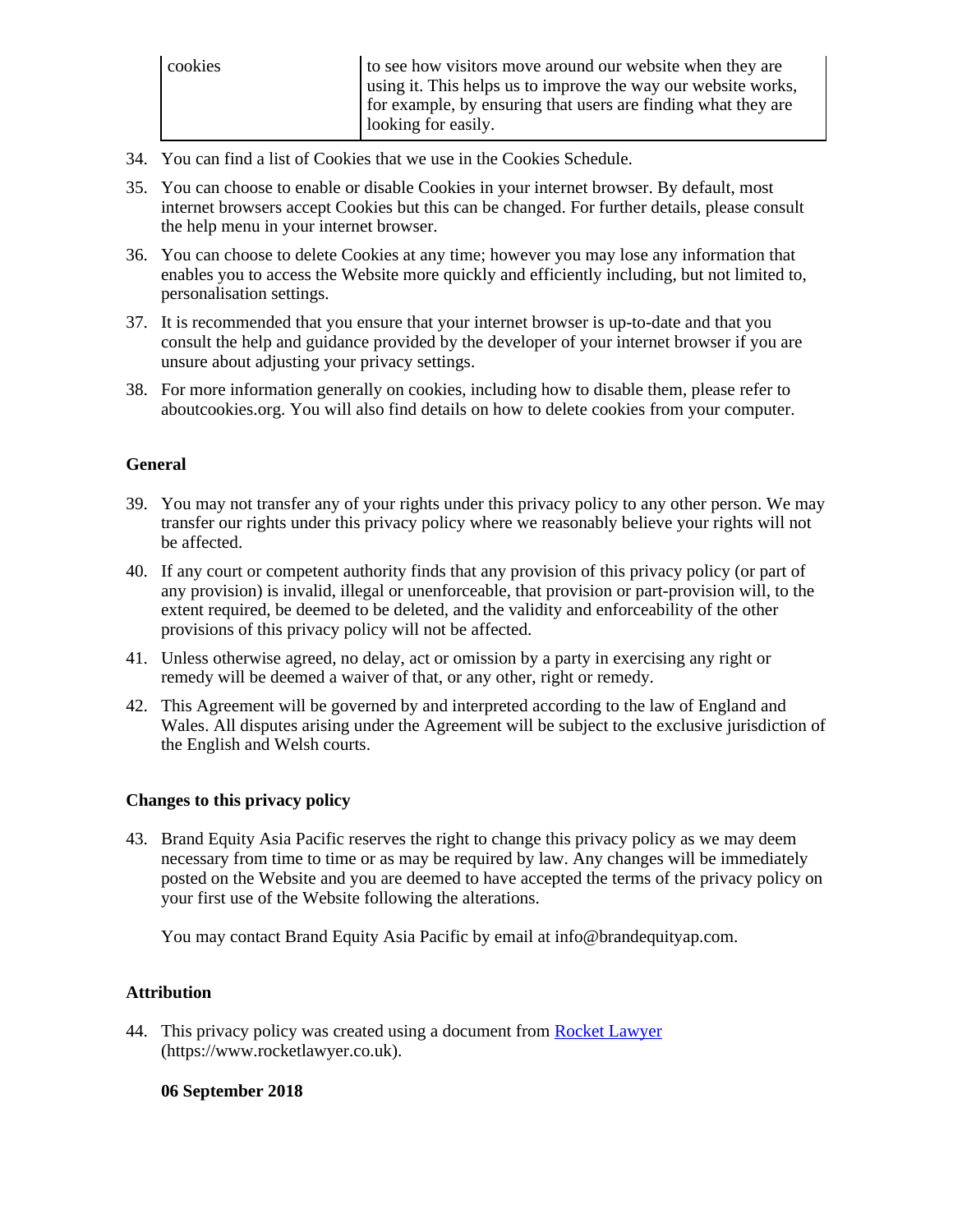| cookies | to see how visitors move around our website when they are using it. This helps us to improve the way our website works, for example, by ensuring that users are finding what they are looking for easily. |
|---|---|

34. You can find a list of Cookies that we use in the Cookies Schedule.
35. You can choose to enable or disable Cookies in your internet browser. By default, most internet browsers accept Cookies but this can be changed. For further details, please consult the help menu in your internet browser.
36. You can choose to delete Cookies at any time; however you may lose any information that enables you to access the Website more quickly and efficiently including, but not limited to, personalisation settings.
37. It is recommended that you ensure that your internet browser is up-to-date and that you consult the help and guidance provided by the developer of your internet browser if you are unsure about adjusting your privacy settings.
38. For more information generally on cookies, including how to disable them, please refer to aboutcookies.org. You will also find details on how to delete cookies from your computer.

**General**

39. You may not transfer any of your rights under this privacy policy to any other person. We may transfer our rights under this privacy policy where we reasonably believe your rights will not be affected.
40. If any court or competent authority finds that any provision of this privacy policy (or part of any provision) is invalid, illegal or unenforceable, that provision or part-provision will, to the extent required, be deemed to be deleted, and the validity and enforceability of the other provisions of this privacy policy will not be affected.
41. Unless otherwise agreed, no delay, act or omission by a party in exercising any right or remedy will be deemed a waiver of that, or any other, right or remedy.
42. This Agreement will be governed by and interpreted according to the law of England and Wales. All disputes arising under the Agreement will be subject to the exclusive jurisdiction of the English and Welsh courts.

**Changes to this privacy policy**

43. Brand Equity Asia Pacific reserves the right to change this privacy policy as we may deem necessary from time to time or as may be required by law. Any changes will be immediately posted on the Website and you are deemed to have accepted the terms of the privacy policy on your first use of the Website following the alterations.

    You may contact Brand Equity Asia Pacific by email at info@brandequityap.com.

**Attribution**

44. This privacy policy was created using a document from [Rocket Lawyer](https://www.rocketlawyer.co.uk) (https://www.rocketlawyer.co.uk).

**06 September 2018**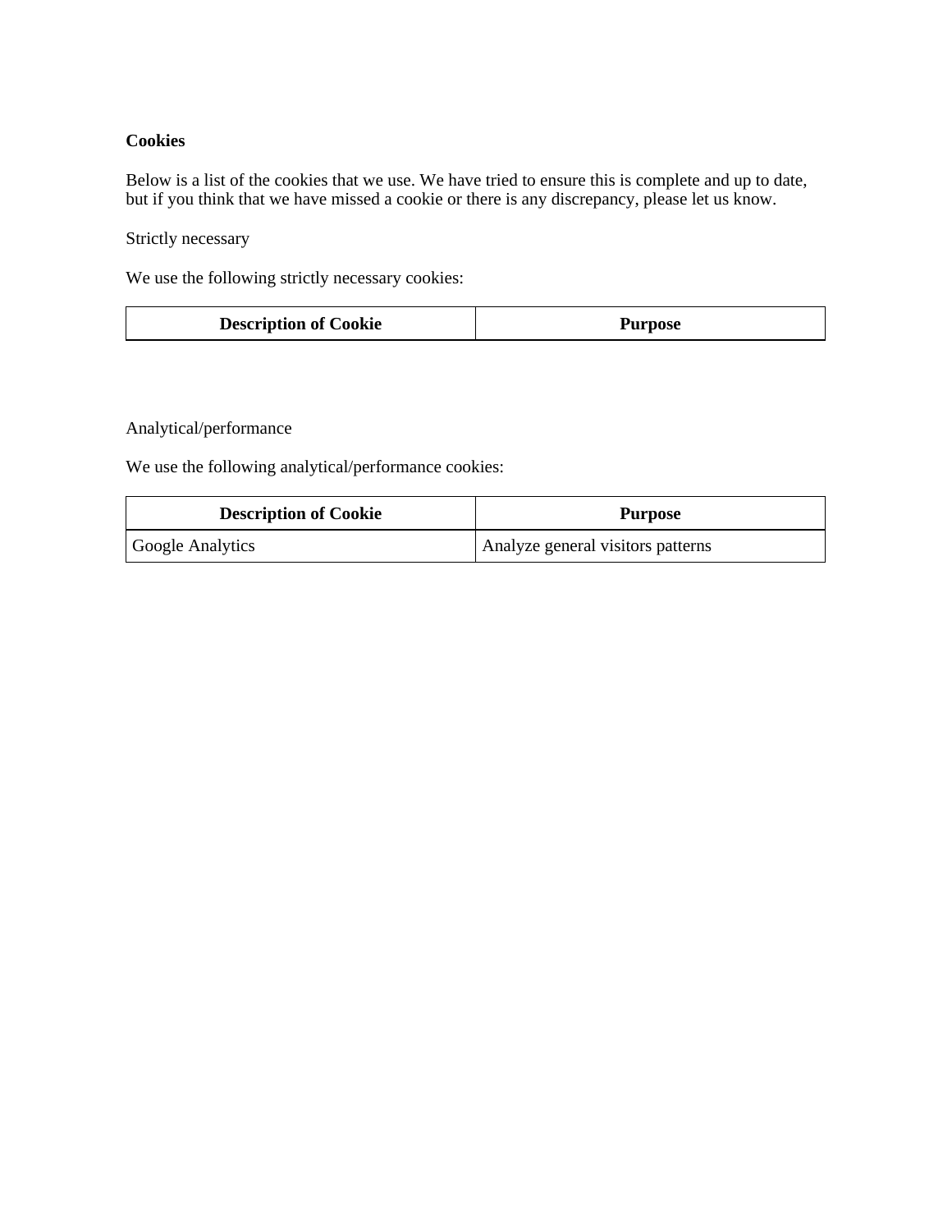**Cookies**

Below is a list of the cookies that we use. We have tried to ensure this is complete and up to date, but if you think that we have missed a cookie or there is any discrepancy, please let us know.

Strictly necessary

We use the following strictly necessary cookies:

| Description of Cookie | Purpose |
|---|---|

Analytical/performance

We use the following analytical/performance cookies:

| Description of Cookie | Purpose |
|---|---|
| Google Analytics | Analyze general visitors patterns |